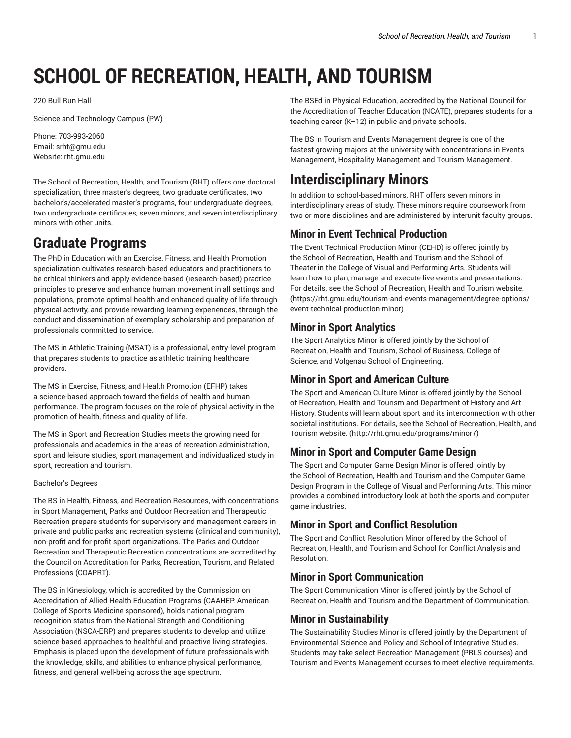# SCHOOL OF RECREATION, HEALTH, AND TOURISM

220 Bull Run Hall

Science and Technology Campus (PW)

Phone: 703-993-2060
Email: srht@gmu.edu
Website: rht.gmu.edu

The School of Recreation, Health, and Tourism (RHT) offers one doctoral specialization, three master's degrees, two graduate certificates, two bachelor's/accelerated master's programs, four undergraduate degrees, two undergraduate certificates, seven minors, and seven interdisciplinary minors with other units.

## Graduate Programs

The PhD in Education with an Exercise, Fitness, and Health Promotion specialization cultivates research-based educators and practitioners to be critical thinkers and apply evidence-based (research-based) practice principles to preserve and enhance human movement in all settings and populations, promote optimal health and enhanced quality of life through physical activity, and provide rewarding learning experiences, through the conduct and dissemination of exemplary scholarship and preparation of professionals committed to service.

The MS in Athletic Training (MSAT) is a professional, entry-level program that prepares students to practice as athletic training healthcare providers.

The MS in Exercise, Fitness, and Health Promotion (EFHP) takes a science-based approach toward the fields of health and human performance. The program focuses on the role of physical activity in the promotion of health, fitness and quality of life.

The MS in Sport and Recreation Studies meets the growing need for professionals and academics in the areas of recreation administration, sport and leisure studies, sport management and individualized study in sport, recreation and tourism.

Bachelor's Degrees

The BS in Health, Fitness, and Recreation Resources, with concentrations in Sport Management, Parks and Outdoor Recreation and Therapeutic Recreation prepare students for supervisory and management careers in private and public parks and recreation systems (clinical and community), non-profit and for-profit sport organizations. The Parks and Outdoor Recreation and Therapeutic Recreation concentrations are accredited by the Council on Accreditation for Parks, Recreation, Tourism, and Related Professions (COAPRT).

The BS in Kinesiology, which is accredited by the Commission on Accreditation of Allied Health Education Programs (CAAHEP. American College of Sports Medicine sponsored), holds national program recognition status from the National Strength and Conditioning Association (NSCA-ERP) and prepares students to develop and utilize science-based approaches to healthful and proactive living strategies. Emphasis is placed upon the development of future professionals with the knowledge, skills, and abilities to enhance physical performance, fitness, and general well-being across the age spectrum.

The BSEd in Physical Education, accredited by the National Council for the Accreditation of Teacher Education (NCATE), prepares students for a teaching career (K–12) in public and private schools.

The BS in Tourism and Events Management degree is one of the fastest growing majors at the university with concentrations in Events Management, Hospitality Management and Tourism Management.

## Interdisciplinary Minors

In addition to school-based minors, RHT offers seven minors in interdisciplinary areas of study. These minors require coursework from two or more disciplines and are administered by interunit faculty groups.

### Minor in Event Technical Production

The Event Technical Production Minor (CEHD) is offered jointly by the School of Recreation, Health and Tourism and the School of Theater in the College of Visual and Performing Arts. Students will learn how to plan, manage and execute live events and presentations. For details, see the School of Recreation, Health and Tourism website. (https://rht.gmu.edu/tourism-and-events-management/degree-options/event-technical-production-minor)

### Minor in Sport Analytics

The Sport Analytics Minor is offered jointly by the School of Recreation, Health and Tourism, School of Business, College of Science, and Volgenau School of Engineering.

### Minor in Sport and American Culture

The Sport and American Culture Minor is offered jointly by the School of Recreation, Health and Tourism and Department of History and Art History. Students will learn about sport and its interconnection with other societal institutions. For details, see the School of Recreation, Health, and Tourism website. (http://rht.gmu.edu/programs/minor7)

### Minor in Sport and Computer Game Design

The Sport and Computer Game Design Minor is offered jointly by the School of Recreation, Health and Tourism and the Computer Game Design Program in the College of Visual and Performing Arts. This minor provides a combined introductory look at both the sports and computer game industries.

### Minor in Sport and Conflict Resolution

The Sport and Conflict Resolution Minor offered by the School of Recreation, Health, and Tourism and School for Conflict Analysis and Resolution.

### Minor in Sport Communication

The Sport Communication Minor is offered jointly by the School of Recreation, Health and Tourism and the Department of Communication.

### Minor in Sustainability

The Sustainability Studies Minor is offered jointly by the Department of Environmental Science and Policy and School of Integrative Studies. Students may take select Recreation Management (PRLS courses) and Tourism and Events Management courses to meet elective requirements.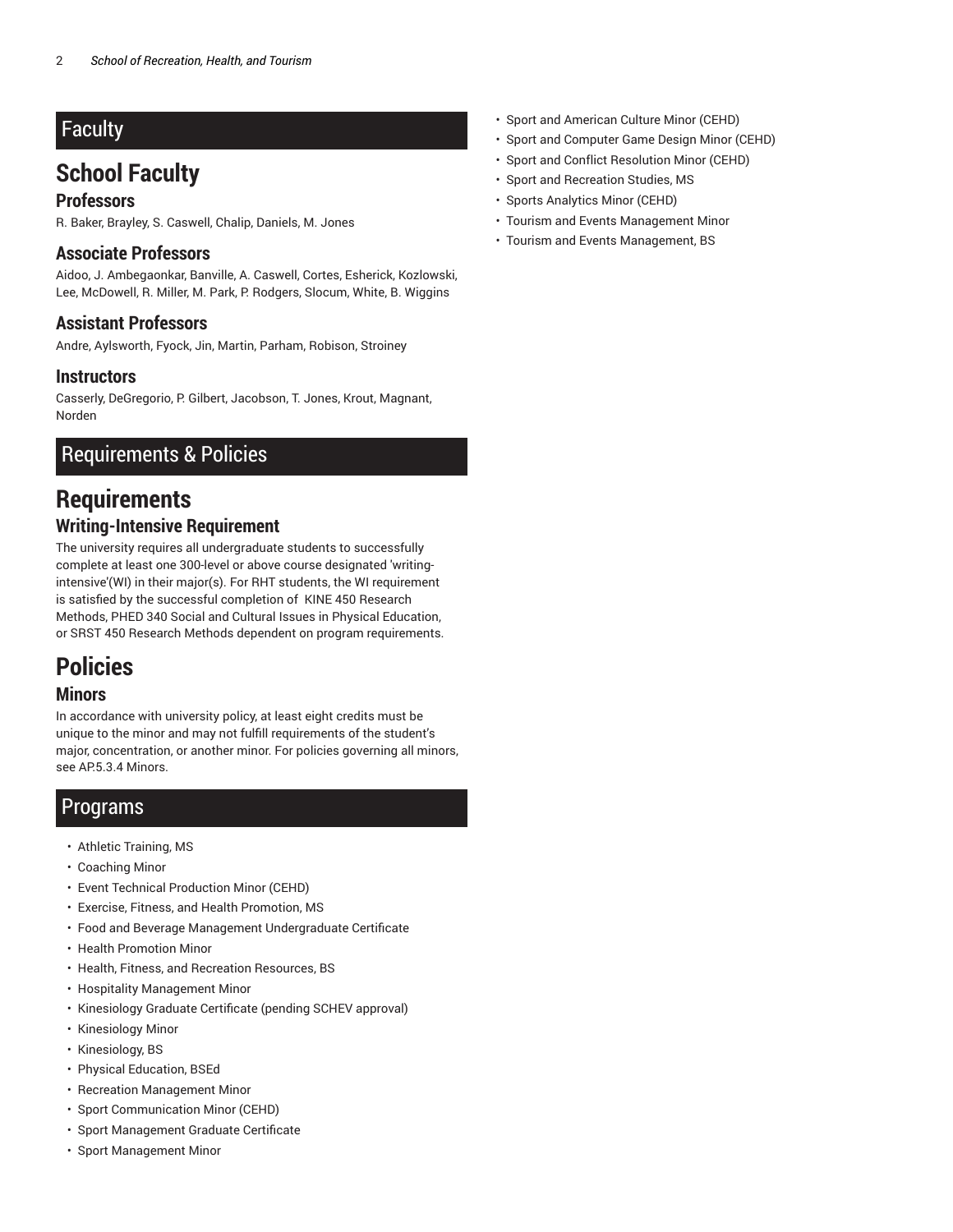# Faculty

## School Faculty

### Professors

R. Baker, Brayley, S. Caswell, Chalip, Daniels, M. Jones

### Associate Professors

Aidoo, J. Ambegaonkar, Banville, A. Caswell, Cortes, Esherick, Kozlowski, Lee, McDowell, R. Miller, M. Park, P. Rodgers, Slocum, White, B. Wiggins

### Assistant Professors

Andre, Aylsworth, Fyock, Jin, Martin, Parham, Robison, Stroiney

### Instructors

Casserly, DeGregorio, P. Gilbert, Jacobson, T. Jones, Krout, Magnant, Norden

# Requirements & Policies

## Requirements

### Writing-Intensive Requirement

The university requires all undergraduate students to successfully complete at least one 300-level or above course designated 'writing-intensive'(WI) in their major(s). For RHT students, the WI requirement is satisfied by the successful completion of KINE 450 Research Methods, PHED 340 Social and Cultural Issues in Physical Education, or SRST 450 Research Methods dependent on program requirements.

## Policies

### Minors

In accordance with university policy, at least eight credits must be unique to the minor and may not fulfill requirements of the student's major, concentration, or another minor. For policies governing all minors, see AP.5.3.4 Minors.

# Programs

- Athletic Training, MS
- Coaching Minor
- Event Technical Production Minor (CEHD)
- Exercise, Fitness, and Health Promotion, MS
- Food and Beverage Management Undergraduate Certificate
- Health Promotion Minor
- Health, Fitness, and Recreation Resources, BS
- Hospitality Management Minor
- Kinesiology Graduate Certificate (pending SCHEV approval)
- Kinesiology Minor
- Kinesiology, BS
- Physical Education, BSEd
- Recreation Management Minor
- Sport Communication Minor (CEHD)
- Sport Management Graduate Certificate
- Sport Management Minor
- Sport and American Culture Minor (CEHD)
- Sport and Computer Game Design Minor (CEHD)
- Sport and Conflict Resolution Minor (CEHD)
- Sport and Recreation Studies, MS
- Sports Analytics Minor (CEHD)
- Tourism and Events Management Minor
- Tourism and Events Management, BS